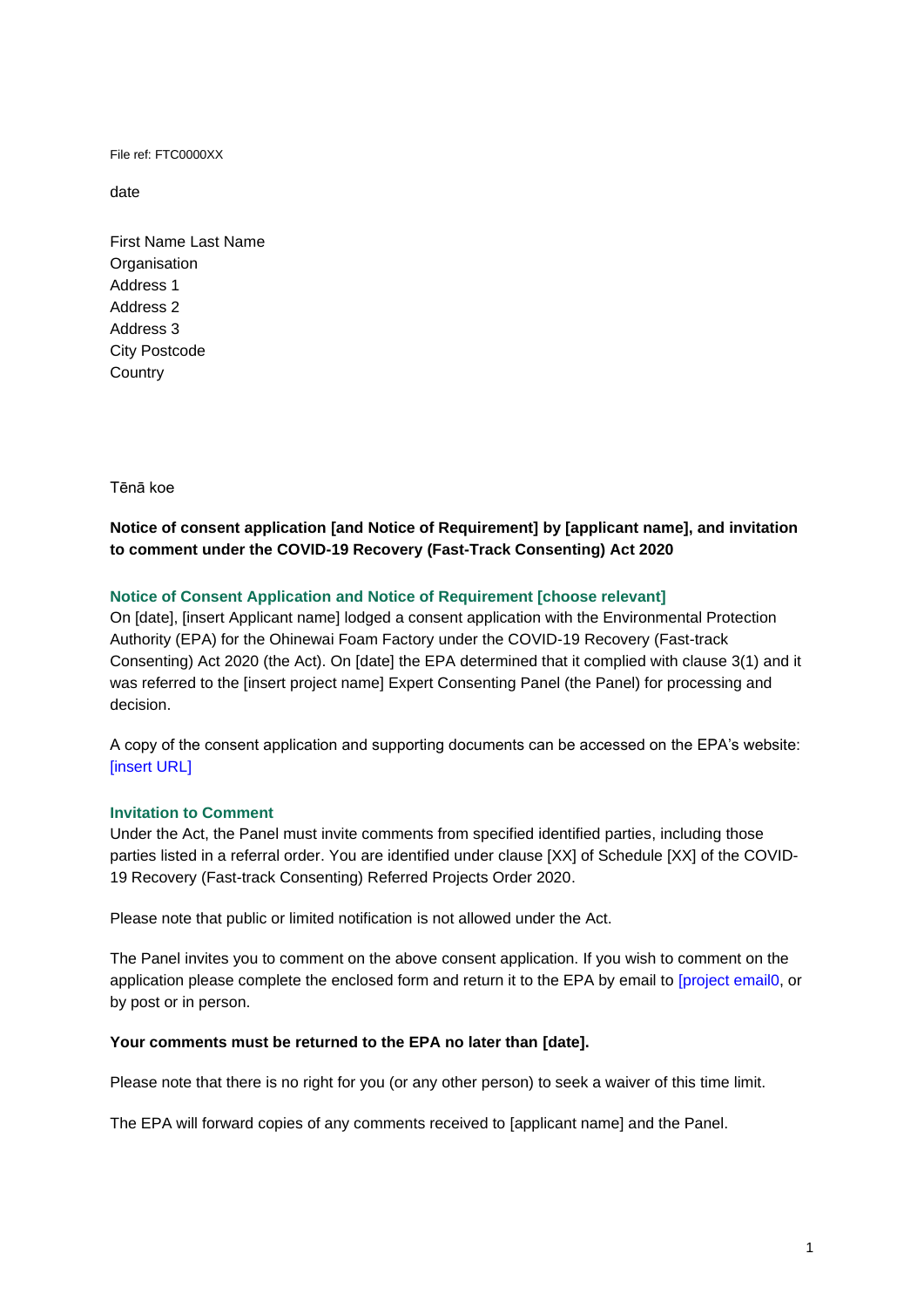File ref: FTC0000XX

date

First Name Last Name
Organisation
Address 1
Address 2
Address 3
City Postcode
Country

Tēnā koe

**Notice of consent application [and Notice of Requirement] by [applicant name], and invitation to comment under the COVID-19 Recovery (Fast-Track Consenting) Act 2020**

### Notice of Consent Application and Notice of Requirement [choose relevant]

On [date], [insert Applicant name] lodged a consent application with the Environmental Protection Authority (EPA) for the Ohinewai Foam Factory under the COVID-19 Recovery (Fast-track Consenting) Act 2020 (the Act). On [date] the EPA determined that it complied with clause 3(1) and it was referred to the [insert project name] Expert Consenting Panel (the Panel) for processing and decision.

A copy of the consent application and supporting documents can be accessed on the EPA's website: [insert URL]

### Invitation to Comment

Under the Act, the Panel must invite comments from specified identified parties, including those parties listed in a referral order. You are identified under clause [XX] of Schedule [XX] of the COVID-19 Recovery (Fast-track Consenting) Referred Projects Order 2020.

Please note that public or limited notification is not allowed under the Act.

The Panel invites you to comment on the above consent application. If you wish to comment on the application please complete the enclosed form and return it to the EPA by email to [project email0, or by post or in person.

**Your comments must be returned to the EPA no later than [date].**

Please note that there is no right for you (or any other person) to seek a waiver of this time limit.

The EPA will forward copies of any comments received to [applicant name] and the Panel.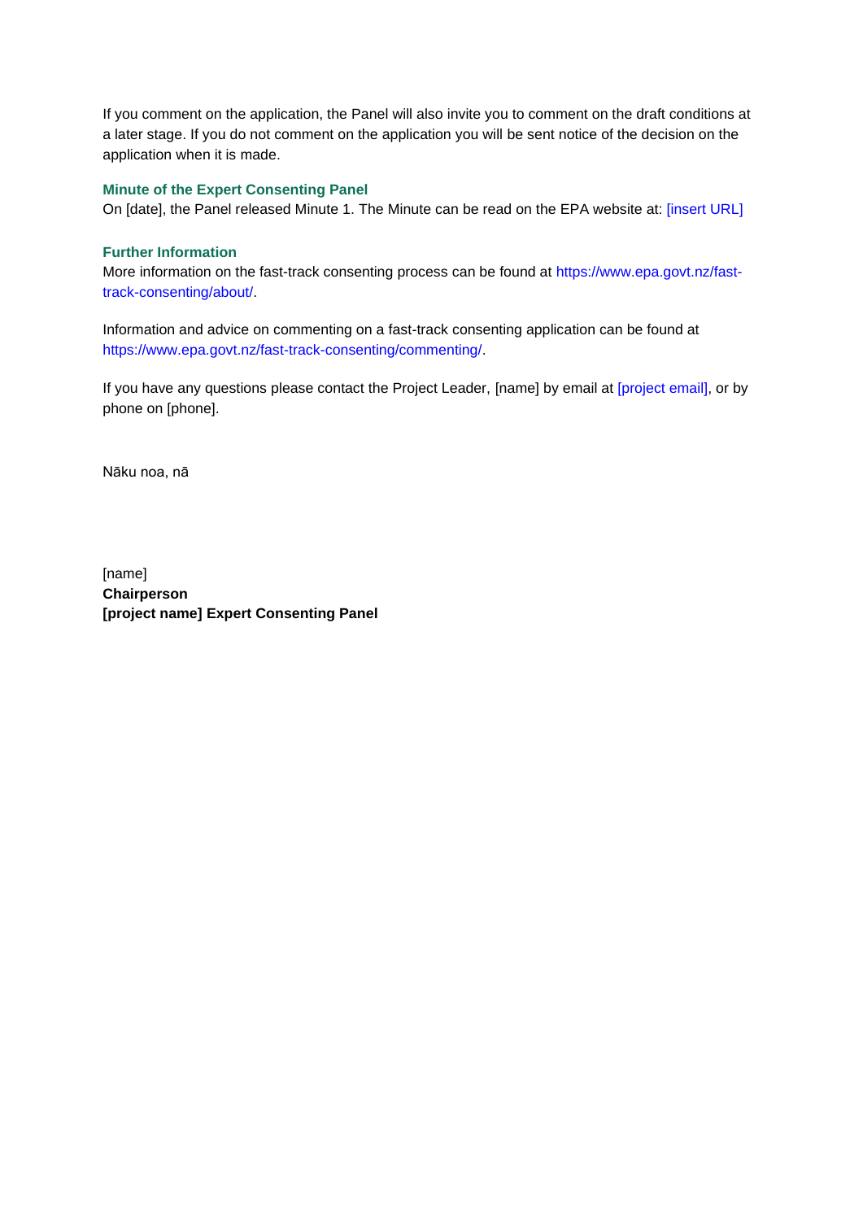If you comment on the application, the Panel will also invite you to comment on the draft conditions at a later stage. If you do not comment on the application you will be sent notice of the decision on the application when it is made.

**Minute of the Expert Consenting Panel**

On [date], the Panel released Minute 1. The Minute can be read on the EPA website at: [insert URL]

**Further Information**

More information on the fast-track consenting process can be found at https://www.epa.govt.nz/fast-track-consenting/about/.

Information and advice on commenting on a fast-track consenting application can be found at https://www.epa.govt.nz/fast-track-consenting/commenting/.

If you have any questions please contact the Project Leader, [name] by email at [project email], or by phone on [phone].

Nāku noa, nā

[name]
**Chairperson**
**[project name] Expert Consenting Panel**